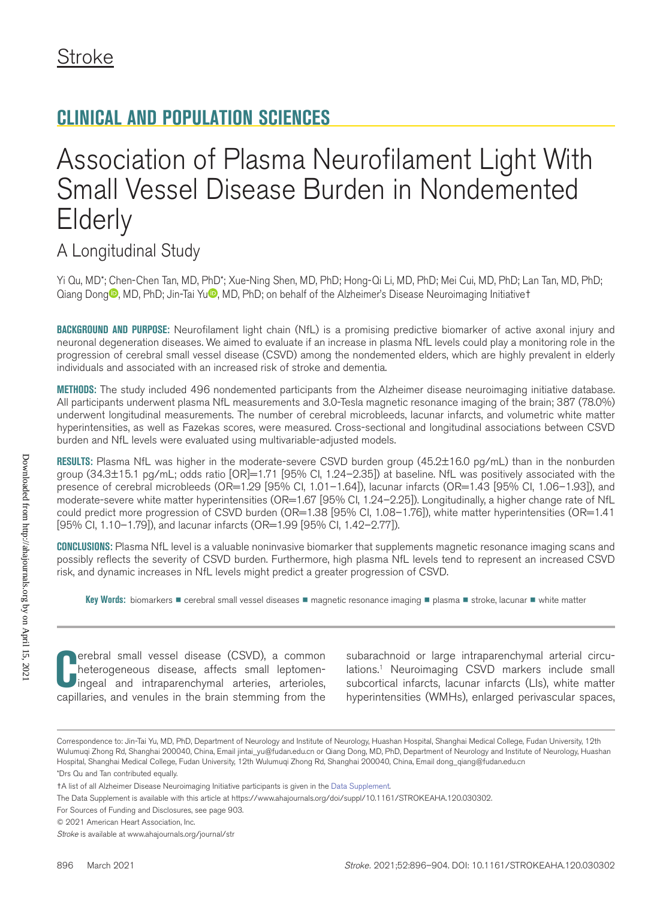Stroke

## CLINICAL AND POPULATION SCIENCES

# Association of Plasma Neurofilament Light With Small Vessel Disease Burden in Nondemented Elderly

## A Longitudinal Study

Yi Qu, MD*; Chen-Chen Tan, MD, PhD*; Xue-Ning Shen, MD, PhD; Hong-Qi Li, MD, PhD; Mei Cui, MD, PhD; Lan Tan, MD, PhD; Qiang Dong, MD, PhD; Jin-Tai Yu, MD, PhD; on behalf of the Alzheimer's Disease Neuroimaging Initiative†

**BACKGROUND AND PURPOSE:** Neurofilament light chain (NfL) is a promising predictive biomarker of active axonal injury and neuronal degeneration diseases. We aimed to evaluate if an increase in plasma NfL levels could play a monitoring role in the progression of cerebral small vessel disease (CSVD) among the nondemented elders, which are highly prevalent in elderly individuals and associated with an increased risk of stroke and dementia.

**METHODS:** The study included 496 nondemented participants from the Alzheimer disease neuroimaging initiative database. All participants underwent plasma NfL measurements and 3.0-Tesla magnetic resonance imaging of the brain; 387 (78.0%) underwent longitudinal measurements. The number of cerebral microbleeds, lacunar infarcts, and volumetric white matter hyperintensities, as well as Fazekas scores, were measured. Cross-sectional and longitudinal associations between CSVD burden and NfL levels were evaluated using multivariable-adjusted models.

**RESULTS:** Plasma NfL was higher in the moderate-severe CSVD burden group (45.2±16.0 pg/mL) than in the nonburden group (34.3±15.1 pg/mL; odds ratio [OR]=1.71 [95% CI, 1.24–2.35]) at baseline. NfL was positively associated with the presence of cerebral microbleeds (OR=1.29 [95% CI, 1.01–1.64]), lacunar infarcts (OR=1.43 [95% CI, 1.06–1.93]), and moderate-severe white matter hyperintensities (OR=1.67 [95% CI, 1.24–2.25]). Longitudinally, a higher change rate of NfL could predict more progression of CSVD burden (OR=1.38 [95% CI, 1.08–1.76]), white matter hyperintensities (OR=1.41 [95% CI, 1.10–1.79]), and lacunar infarcts (OR=1.99 [95% CI, 1.42–2.77]).

**CONCLUSIONS:** Plasma NfL level is a valuable noninvasive biomarker that supplements magnetic resonance imaging scans and possibly reflects the severity of CSVD burden. Furthermore, high plasma NfL levels tend to represent an increased CSVD risk, and dynamic increases in NfL levels might predict a greater progression of CSVD.

**Key Words:** biomarkers ■ cerebral small vessel diseases ■ magnetic resonance imaging ■ plasma ■ stroke, lacunar ■ white matter

Cerebral small vessel disease (CSVD), a common heterogeneous disease, affects small leptomeningeal and intraparenchymal arteries, arterioles, capillaries, and venules in the brain stemming from the subarachnoid or large intraparenchymal arterial circulations.[1] Neuroimaging CSVD markers include small subcortical infarcts, lacunar infarcts (LIs), white matter hyperintensities (WMHs), enlarged perivascular spaces,

Correspondence to: Jin-Tai Yu, MD, PhD, Department of Neurology and Institute of Neurology, Huashan Hospital, Shanghai Medical College, Fudan University, 12th Wulumuqi Zhong Rd, Shanghai 200040, China, Email jintai_yu@fudan.edu.cn or Qiang Dong, MD, PhD, Department of Neurology and Institute of Neurology, Huashan Hospital, Shanghai Medical College, Fudan University, 12th Wulumuqi Zhong Rd, Shanghai 200040, China, Email dong_qiang@fudan.edu.cn

*Drs Qu and Tan contributed equally.

†A list of all Alzheimer Disease Neuroimaging Initiative participants is given in the Data Supplement.

The Data Supplement is available with this article at https://www.ahajournals.org/doi/suppl/10.1161/STROKEAHA.120.030302.

For Sources of Funding and Disclosures, see page 903.

© 2021 American Heart Association, Inc.

*Stroke* is available at www.ahajournals.org/journal/str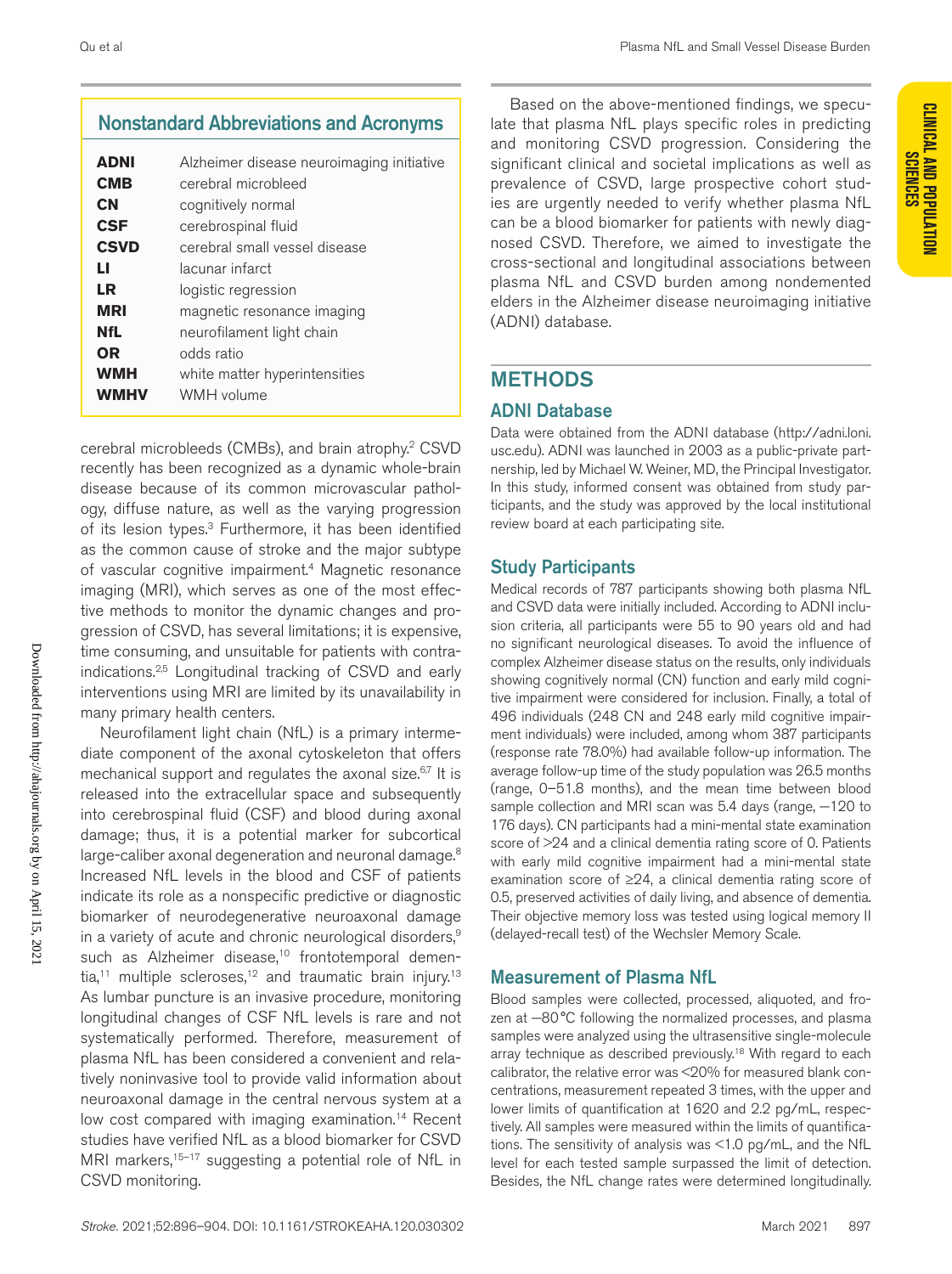## Nonstandard Abbreviations and Acronyms

| | |
|---|---|
| **ADNI** | Alzheimer disease neuroimaging initiative |
| **CMB** | cerebral microbleed |
| **CN** | cognitively normal |
| **CSF** | cerebrospinal fluid |
| **CSVD** | cerebral small vessel disease |
| **LI** | lacunar infarct |
| **LR** | logistic regression |
| **MRI** | magnetic resonance imaging |
| **NfL** | neurofilament light chain |
| **OR** | odds ratio |
| **WMH** | white matter hyperintensities |
| **WMHV** | WMH volume |

cerebral microbleeds (CMBs), and brain atrophy.[2] CSVD recently has been recognized as a dynamic whole-brain disease because of its common microvascular pathology, diffuse nature, as well as the varying progression of its lesion types.[3] Furthermore, it has been identified as the common cause of stroke and the major subtype of vascular cognitive impairment.[4] Magnetic resonance imaging (MRI), which serves as one of the most effective methods to monitor the dynamic changes and progression of CSVD, has several limitations; it is expensive, time consuming, and unsuitable for patients with contraindications.[2,5] Longitudinal tracking of CSVD and early interventions using MRI are limited by its unavailability in many primary health centers.

Neurofilament light chain (NfL) is a primary intermediate component of the axonal cytoskeleton that offers mechanical support and regulates the axonal size.[6,7] It is released into the extracellular space and subsequently into cerebrospinal fluid (CSF) and blood during axonal damage; thus, it is a potential marker for subcortical large-caliber axonal degeneration and neuronal damage.[8] Increased NfL levels in the blood and CSF of patients indicate its role as a nonspecific predictive or diagnostic biomarker of neurodegenerative neuroaxonal damage in a variety of acute and chronic neurological disorders,[9] such as Alzheimer disease,[10] frontotemporal dementia,[11] multiple scleroses,[12] and traumatic brain injury.[13] As lumbar puncture is an invasive procedure, monitoring longitudinal changes of CSF NfL levels is rare and not systematically performed. Therefore, measurement of plasma NfL has been considered a convenient and relatively noninvasive tool to provide valid information about neuroaxonal damage in the central nervous system at a low cost compared with imaging examination.[14] Recent studies have verified NfL as a blood biomarker for CSVD MRI markers,[15–17] suggesting a potential role of NfL in CSVD monitoring.

Based on the above-mentioned findings, we speculate that plasma NfL plays specific roles in predicting and monitoring CSVD progression. Considering the significant clinical and societal implications as well as prevalence of CSVD, large prospective cohort studies are urgently needed to verify whether plasma NfL can be a blood biomarker for patients with newly diagnosed CSVD. Therefore, we aimed to investigate the cross-sectional and longitudinal associations between plasma NfL and CSVD burden among nondemented elders in the Alzheimer disease neuroimaging initiative (ADNI) database.

# METHODS

## ADNI Database

Data were obtained from the ADNI database (http://adni.loni.usc.edu). ADNI was launched in 2003 as a public-private partnership, led by Michael W. Weiner, MD, the Principal Investigator. In this study, informed consent was obtained from study participants, and the study was approved by the local institutional review board at each participating site.

## Study Participants

Medical records of 787 participants showing both plasma NfL and CSVD data were initially included. According to ADNI inclusion criteria, all participants were 55 to 90 years old and had no significant neurological diseases. To avoid the influence of complex Alzheimer disease status on the results, only individuals showing cognitively normal (CN) function and early mild cognitive impairment were considered for inclusion. Finally, a total of 496 individuals (248 CN and 248 early mild cognitive impairment individuals) were included, among whom 387 participants (response rate 78.0%) had available follow-up information. The average follow-up time of the study population was 26.5 months (range, 0–51.8 months), and the mean time between blood sample collection and MRI scan was 5.4 days (range, −120 to 176 days). CN participants had a mini-mental state examination score of >24 and a clinical dementia rating score of 0. Patients with early mild cognitive impairment had a mini-mental state examination score of ≥24, a clinical dementia rating score of 0.5, preserved activities of daily living, and absence of dementia. Their objective memory loss was tested using logical memory II (delayed-recall test) of the Wechsler Memory Scale.

## Measurement of Plasma NfL

Blood samples were collected, processed, aliquoted, and frozen at −80 °C following the normalized processes, and plasma samples were analyzed using the ultrasensitive single-molecule array technique as described previously.[18] With regard to each calibrator, the relative error was <20% for measured blank concentrations, measurement repeated 3 times, with the upper and lower limits of quantification at 1620 and 2.2 pg/mL, respectively. All samples were measured within the limits of quantifications. The sensitivity of analysis was <1.0 pg/mL, and the NfL level for each tested sample surpassed the limit of detection. Besides, the NfL change rates were determined longitudinally.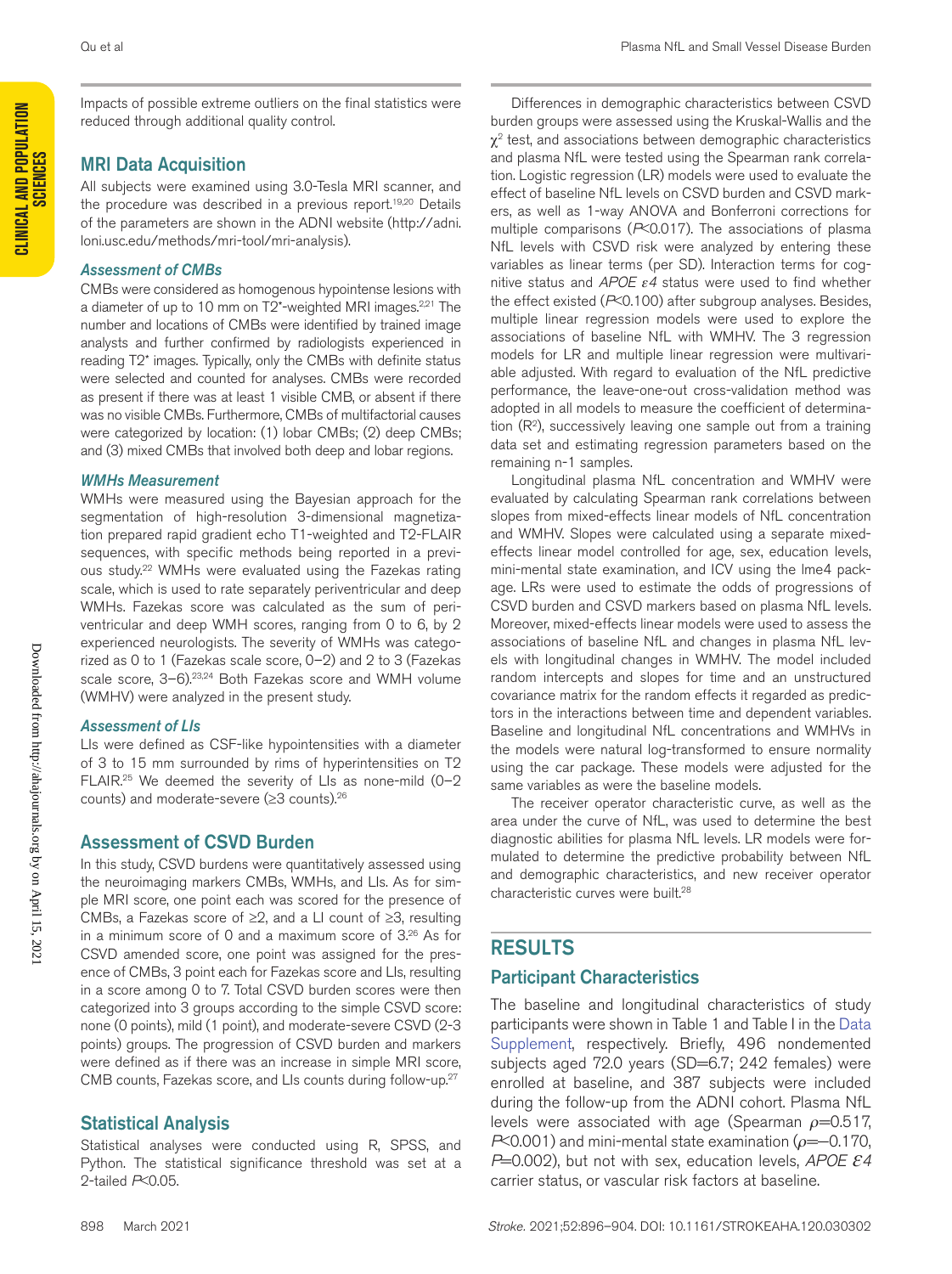Impacts of possible extreme outliers on the final statistics were reduced through additional quality control.

## MRI Data Acquisition

All subjects were examined using 3.0-Tesla MRI scanner, and the procedure was described in a previous report.[19,20] Details of the parameters are shown in the ADNI website (http://adni.loni.usc.edu/methods/mri-tool/mri-analysis).

### Assessment of CMBs

CMBs were considered as homogenous hypointense lesions with a diameter of up to 10 mm on T2*-weighted MRI images.[2,21] The number and locations of CMBs were identified by trained image analysts and further confirmed by radiologists experienced in reading T2* images. Typically, only the CMBs with definite status were selected and counted for analyses. CMBs were recorded as present if there was at least 1 visible CMB, or absent if there was no visible CMBs. Furthermore, CMBs of multifactorial causes were categorized by location: (1) lobar CMBs; (2) deep CMBs; and (3) mixed CMBs that involved both deep and lobar regions.

### WMHs Measurement

WMHs were measured using the Bayesian approach for the segmentation of high-resolution 3-dimensional magnetization prepared rapid gradient echo T1-weighted and T2-FLAIR sequences, with specific methods being reported in a previous study.[22] WMHs were evaluated using the Fazekas rating scale, which is used to rate separately periventricular and deep WMHs. Fazekas score was calculated as the sum of periventricular and deep WMH scores, ranging from 0 to 6, by 2 experienced neurologists. The severity of WMHs was categorized as 0 to 1 (Fazekas scale score, 0–2) and 2 to 3 (Fazekas scale score, 3–6).[23,24] Both Fazekas score and WMH volume (WMHV) were analyzed in the present study.

### Assessment of LIs

LIs were defined as CSF-like hypointensities with a diameter of 3 to 15 mm surrounded by rims of hyperintensities on T2 FLAIR.[25] We deemed the severity of LIs as none-mild (0–2 counts) and moderate-severe (≥3 counts).[26]

## Assessment of CSVD Burden

In this study, CSVD burdens were quantitatively assessed using the neuroimaging markers CMBs, WMHs, and LIs. As for simple MRI score, one point each was scored for the presence of CMBs, a Fazekas score of ≥2, and a LI count of ≥3, resulting in a minimum score of 0 and a maximum score of 3.[26] As for CSVD amended score, one point was assigned for the presence of CMBs, 3 point each for Fazekas score and LIs, resulting in a score among 0 to 7. Total CSVD burden scores were then categorized into 3 groups according to the simple CSVD score: none (0 points), mild (1 point), and moderate-severe CSVD (2-3 points) groups. The progression of CSVD burden and markers were defined as if there was an increase in simple MRI score, CMB counts, Fazekas score, and LIs counts during follow-up.[27]

## Statistical Analysis

Statistical analyses were conducted using R, SPSS, and Python. The statistical significance threshold was set at a 2-tailed $P<0.05$.

Differences in demographic characteristics between CSVD burden groups were assessed using the Kruskal-Wallis and the $\chi^2$ test, and associations between demographic characteristics and plasma NfL were tested using the Spearman rank correlation. Logistic regression (LR) models were used to evaluate the effect of baseline NfL levels on CSVD burden and CSVD markers, as well as 1-way ANOVA and Bonferroni corrections for multiple comparisons ($P<0.017$). The associations of plasma NfL levels with CSVD risk were analyzed by entering these variables as linear terms (per SD). Interaction terms for cognitive status and *APOE ε4* status were used to find whether the effect existed ($P<0.100$) after subgroup analyses. Besides, multiple linear regression models were used to explore the associations of baseline NfL with WMHV. The 3 regression models for LR and multiple linear regression were multivariable adjusted. With regard to evaluation of the NfL predictive performance, the leave-one-out cross-validation method was adopted in all models to measure the coefficient of determination ($R^2$), successively leaving one sample out from a training data set and estimating regression parameters based on the remaining n-1 samples.

Longitudinal plasma NfL concentration and WMHV were evaluated by calculating Spearman rank correlations between slopes from mixed-effects linear models of NfL concentration and WMHV. Slopes were calculated using a separate mixed-effects linear model controlled for age, sex, education levels, mini-mental state examination, and ICV using the lme4 package. LRs were used to estimate the odds of progressions of CSVD burden and CSVD markers based on plasma NfL levels. Moreover, mixed-effects linear models were used to assess the associations of baseline NfL and changes in plasma NfL levels with longitudinal changes in WMHV. The model included random intercepts and slopes for time and an unstructured covariance matrix for the random effects it regarded as predictors in the interactions between time and dependent variables. Baseline and longitudinal NfL concentrations and WMHVs in the models were natural log-transformed to ensure normality using the car package. These models were adjusted for the same variables as were the baseline models.

The receiver operator characteristic curve, as well as the area under the curve of NfL, was used to determine the best diagnostic abilities for plasma NfL levels. LR models were formulated to determine the predictive probability between NfL and demographic characteristics, and new receiver operator characteristic curves were built.[28]

# RESULTS

## Participant Characteristics

The baseline and longitudinal characteristics of study participants were shown in Table 1 and Table I in the Data Supplement, respectively. Briefly, 496 nondemented subjects aged 72.0 years (SD=6.7; 242 females) were enrolled at baseline, and 387 subjects were included during the follow-up from the ADNI cohort. Plasma NfL levels were associated with age (Spearman $\rho$=0.517, $P<0.001$) and mini-mental state examination ($\rho$=−0.170, $P$=0.002), but not with sex, education levels, *APOE ε4* carrier status, or vascular risk factors at baseline.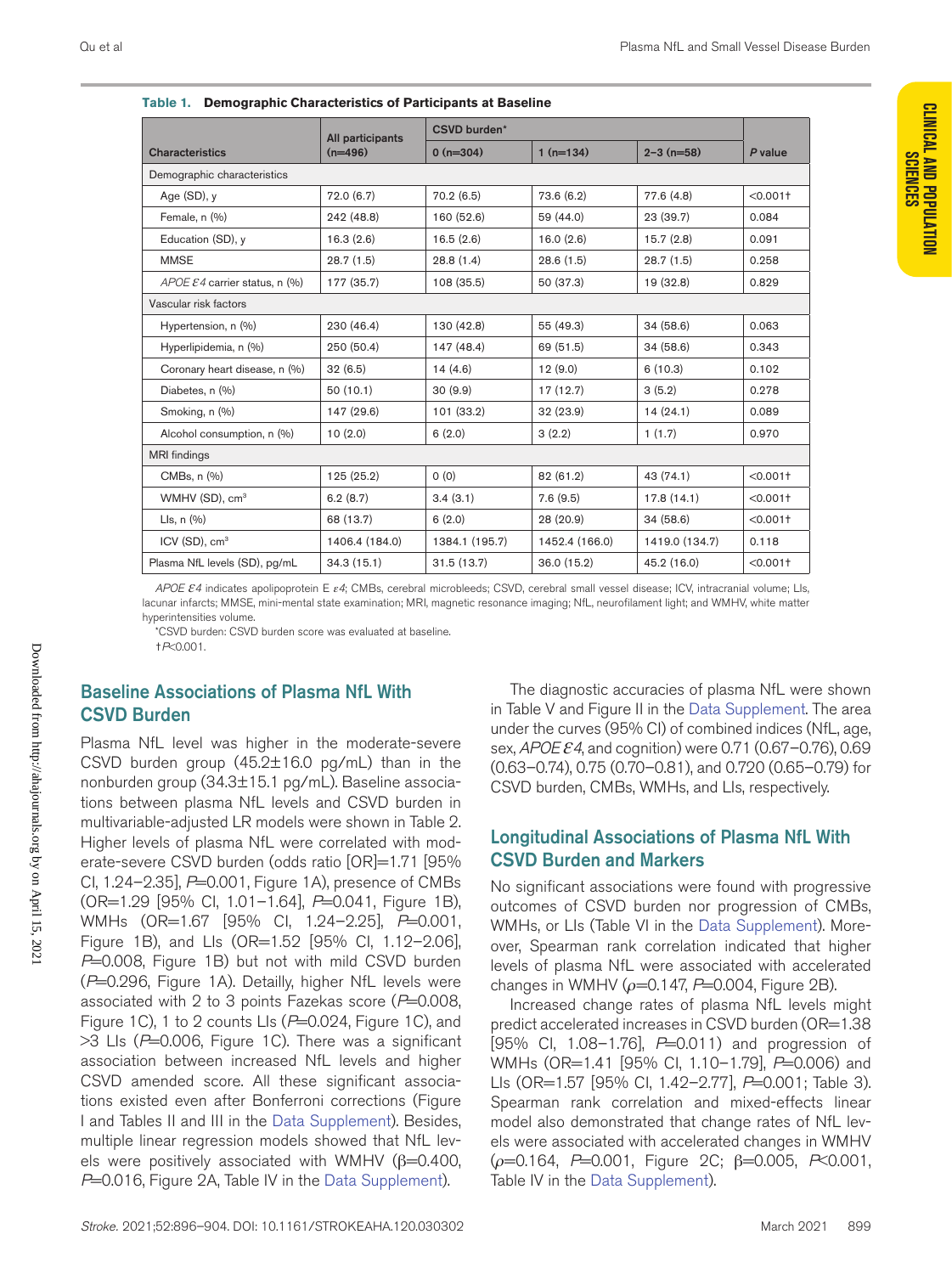**Table 1. Demographic Characteristics of Participants at Baseline**

| Characteristics | All participants (n=496) | CSVD burden* | | | P value |
|---|---|---|---|---|---|
| | | 0 (n=304) | 1 (n=134) | 2–3 (n=58) | |
| Demographic characteristics | | | | | |
| Age (SD), y | 72.0 (6.7) | 70.2 (6.5) | 73.6 (6.2) | 77.6 (4.8) | <0.001† |
| Female, n (%) | 242 (48.8) | 160 (52.6) | 59 (44.0) | 23 (39.7) | 0.084 |
| Education (SD), y | 16.3 (2.6) | 16.5 (2.6) | 16.0 (2.6) | 15.7 (2.8) | 0.091 |
| MMSE | 28.7 (1.5) | 28.8 (1.4) | 28.6 (1.5) | 28.7 (1.5) | 0.258 |
| *APOE ε4* carrier status, n (%) | 177 (35.7) | 108 (35.5) | 50 (37.3) | 19 (32.8) | 0.829 |
| Vascular risk factors | | | | | |
| Hypertension, n (%) | 230 (46.4) | 130 (42.8) | 55 (49.3) | 34 (58.6) | 0.063 |
| Hyperlipidemia, n (%) | 250 (50.4) | 147 (48.4) | 69 (51.5) | 34 (58.6) | 0.343 |
| Coronary heart disease, n (%) | 32 (6.5) | 14 (4.6) | 12 (9.0) | 6 (10.3) | 0.102 |
| Diabetes, n (%) | 50 (10.1) | 30 (9.9) | 17 (12.7) | 3 (5.2) | 0.278 |
| Smoking, n (%) | 147 (29.6) | 101 (33.2) | 32 (23.9) | 14 (24.1) | 0.089 |
| Alcohol consumption, n (%) | 10 (2.0) | 6 (2.0) | 3 (2.2) | 1 (1.7) | 0.970 |
| MRI findings | | | | | |
| CMBs, n (%) | 125 (25.2) | 0 (0) | 82 (61.2) | 43 (74.1) | <0.001† |
| WMHV (SD), cm³ | 6.2 (8.7) | 3.4 (3.1) | 7.6 (9.5) | 17.8 (14.1) | <0.001† |
| LIs, n (%) | 68 (13.7) | 6 (2.0) | 28 (20.9) | 34 (58.6) | <0.001† |
| ICV (SD), cm³ | 1406.4 (184.0) | 1384.1 (195.7) | 1452.4 (166.0) | 1419.0 (134.7) | 0.118 |
| Plasma NfL levels (SD), pg/mL | 34.3 (15.1) | 31.5 (13.7) | 36.0 (15.2) | 45.2 (16.0) | <0.001† |

*APOE ε4* indicates apolipoprotein E ε4; CMBs, cerebral microbleeds; CSVD, cerebral small vessel disease; ICV, intracranial volume; LIs, lacunar infarcts; MMSE, mini-mental state examination; MRI, magnetic resonance imaging; NfL, neurofilament light; and WMHV, white matter hyperintensities volume.

*CSVD burden: CSVD burden score was evaluated at baseline.

†$P<0.001$.

## Baseline Associations of Plasma NfL With CSVD Burden

Plasma NfL level was higher in the moderate-severe CSVD burden group (45.2±16.0 pg/mL) than in the nonburden group (34.3±15.1 pg/mL). Baseline associations between plasma NfL levels and CSVD burden in multivariable-adjusted LR models were shown in Table 2. Higher levels of plasma NfL were correlated with moderate-severe CSVD burden (odds ratio [OR]=1.71 [95% CI, 1.24–2.35], $P$=0.001, Figure 1A), presence of CMBs (OR=1.29 [95% CI, 1.01–1.64], $P$=0.041, Figure 1B), WMHs (OR=1.67 [95% CI, 1.24–2.25], $P$=0.001, Figure 1B), and LIs (OR=1.52 [95% CI, 1.12–2.06], $P$=0.008, Figure 1B) but not with mild CSVD burden ($P$=0.296, Figure 1A). Detailly, higher NfL levels were associated with 2 to 3 points Fazekas score ($P$=0.008, Figure 1C), 1 to 2 counts LIs ($P$=0.024, Figure 1C), and >3 LIs ($P$=0.006, Figure 1C). There was a significant association between increased NfL levels and higher CSVD amended score. All these significant associations existed even after Bonferroni corrections (Figure I and Tables II and III in the Data Supplement). Besides, multiple linear regression models showed that NfL levels were positively associated with WMHV (β=0.400, $P$=0.016, Figure 2A, Table IV in the Data Supplement).

The diagnostic accuracies of plasma NfL were shown in Table V and Figure II in the Data Supplement. The area under the curves (95% CI) of combined indices (NfL, age, sex, *APOE ε4*, and cognition) were 0.71 (0.67–0.76), 0.69 (0.63–0.74), 0.75 (0.70–0.81), and 0.720 (0.65–0.79) for CSVD burden, CMBs, WMHs, and LIs, respectively.

## Longitudinal Associations of Plasma NfL With CSVD Burden and Markers

No significant associations were found with progressive outcomes of CSVD burden nor progression of CMBs, WMHs, or LIs (Table VI in the Data Supplement). Moreover, Spearman rank correlation indicated that higher levels of plasma NfL were associated with accelerated changes in WMHV ($\rho$=0.147, $P$=0.004, Figure 2B).

Increased change rates of plasma NfL levels might predict accelerated increases in CSVD burden (OR=1.38 [95% CI, 1.08–1.76], $P$=0.011) and progression of WMHs (OR=1.41 [95% CI, 1.10–1.79], $P$=0.006) and LIs (OR=1.57 [95% CI, 1.42–2.77], $P$=0.001; Table 3). Spearman rank correlation and mixed-effects linear model also demonstrated that change rates of NfL levels were associated with accelerated changes in WMHV ($\rho$=0.164, $P$=0.001, Figure 2C; β=0.005, $P$<0.001, Table IV in the Data Supplement).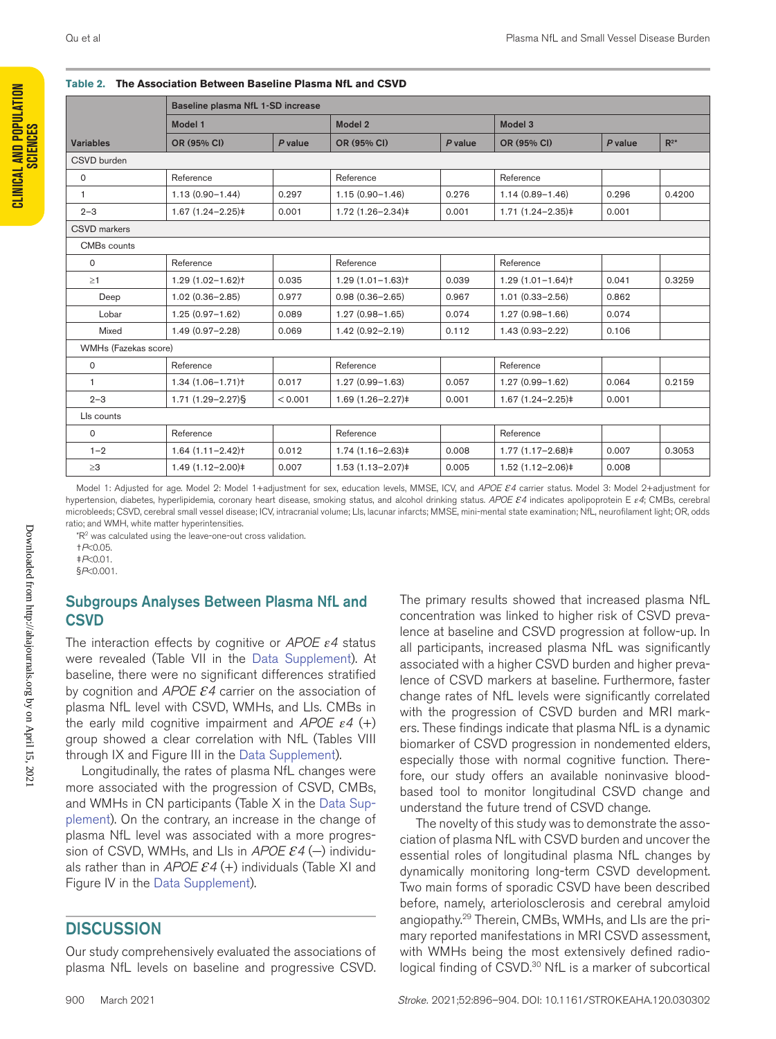**Table 2. The Association Between Baseline Plasma NfL and CSVD**

| Variables | Baseline plasma NfL 1-SD increase | | | | | | |
|---|---|---|---|---|---|---|---|
| | Model 1 | | Model 2 | | Model 3 | | |
| | OR (95% CI) | *P* value | OR (95% CI) | *P* value | OR (95% CI) | *P* value | $R^{2}$* |
| CSVD burden | | | | | | | |
| 0 | Reference | | Reference | | Reference | | |
| 1 | 1.13 (0.90–1.44) | 0.297 | 1.15 (0.90–1.46) | 0.276 | 1.14 (0.89–1.46) | 0.296 | 0.4200 |
| 2–3 | 1.67 (1.24–2.25)‡ | 0.001 | 1.72 (1.26–2.34)‡ | 0.001 | 1.71 (1.24–2.35)‡ | 0.001 | |
| CSVD markers | | | | | | | |
| CMBs counts | | | | | | | |
| 0 | Reference | | Reference | | Reference | | |
| ≥1 | 1.29 (1.02–1.62)† | 0.035 | 1.29 (1.01–1.63)† | 0.039 | 1.29 (1.01–1.64)† | 0.041 | 0.3259 |
| Deep | 1.02 (0.36–2.85) | 0.977 | 0.98 (0.36–2.65) | 0.967 | 1.01 (0.33–2.56) | 0.862 | |
| Lobar | 1.25 (0.97–1.62) | 0.089 | 1.27 (0.98–1.65) | 0.074 | 1.27 (0.98–1.66) | 0.074 | |
| Mixed | 1.49 (0.97–2.28) | 0.069 | 1.42 (0.92–2.19) | 0.112 | 1.43 (0.93–2.22) | 0.106 | |
| WMHs (Fazekas score) | | | | | | | |
| 0 | Reference | | Reference | | Reference | | |
| 1 | 1.34 (1.06–1.71)† | 0.017 | 1.27 (0.99–1.63) | 0.057 | 1.27 (0.99–1.62) | 0.064 | 0.2159 |
| 2–3 | 1.71 (1.29–2.27)§ | <0.001 | 1.69 (1.26–2.27)‡ | 0.001 | 1.67 (1.24–2.25)‡ | 0.001 | |
| LIs counts | | | | | | | |
| 0 | Reference | | Reference | | Reference | | |
| 1–2 | 1.64 (1.11–2.42)† | 0.012 | 1.74 (1.16–2.63)‡ | 0.008 | 1.77 (1.17–2.68)‡ | 0.007 | 0.3053 |
| ≥3 | 1.49 (1.12–2.00)‡ | 0.007 | 1.53 (1.13–2.07)‡ | 0.005 | 1.52 (1.12–2.06)‡ | 0.008 | |

Model 1: Adjusted for age. Model 2: Model 1+adjustment for sex, education levels, MMSE, ICV, and *APOE ε4* carrier status. Model 3: Model 2+adjustment for hypertension, diabetes, hyperlipidemia, coronary heart disease, smoking status, and alcohol drinking status. *APOE ε4* indicates apolipoprotein E *ε4*; CMBs, cerebral microbleeds; CSVD, cerebral small vessel disease; ICV, intracranial volume; LIs, lacunar infarcts; MMSE, mini-mental state examination; NfL, neurofilament light; OR, odds ratio; and WMH, white matter hyperintensities.

*$R^2$ was calculated using the leave-one-out cross validation.

†$P<0.05$.

‡$P<0.01$.

§$P<0.001$.

## Subgroups Analyses Between Plasma NfL and CSVD

The interaction effects by cognitive or *APOE ε4* status were revealed (Table VII in the Data Supplement). At baseline, there were no significant differences stratified by cognition and *APOE ε4* carrier on the association of plasma NfL level with CSVD, WMHs, and LIs. CMBs in the early mild cognitive impairment and *APOE ε4* (+) group showed a clear correlation with NfL (Tables VIII through IX and Figure III in the Data Supplement).

Longitudinally, the rates of plasma NfL changes were more associated with the progression of CSVD, CMBs, and WMHs in CN participants (Table X in the Data Supplement). On the contrary, an increase in the change of plasma NfL level was associated with a more progression of CSVD, WMHs, and LIs in *APOE ε4* (−) individuals rather than in *APOE ε4* (+) individuals (Table XI and Figure IV in the Data Supplement).

## DISCUSSION

Our study comprehensively evaluated the associations of plasma NfL levels on baseline and progressive CSVD. The primary results showed that increased plasma NfL concentration was linked to higher risk of CSVD prevalence at baseline and CSVD progression at follow-up. In all participants, increased plasma NfL was significantly associated with a higher CSVD burden and higher prevalence of CSVD markers at baseline. Furthermore, faster change rates of NfL levels were significantly correlated with the progression of CSVD burden and MRI markers. These findings indicate that plasma NfL is a dynamic biomarker of CSVD progression in nondemented elders, especially those with normal cognitive function. Therefore, our study offers an available noninvasive blood-based tool to monitor longitudinal CSVD change and understand the future trend of CSVD change.

The novelty of this study was to demonstrate the association of plasma NfL with CSVD burden and uncover the essential roles of longitudinal plasma NfL changes by dynamically monitoring long-term CSVD development. Two main forms of sporadic CSVD have been described before, namely, arteriolosclerosis and cerebral amyloid angiopathy.[29] Therein, CMBs, WMHs, and LIs are the primary reported manifestations in MRI CSVD assessment, with WMHs being the most extensively defined radiological finding of CSVD.[30] NfL is a marker of subcortical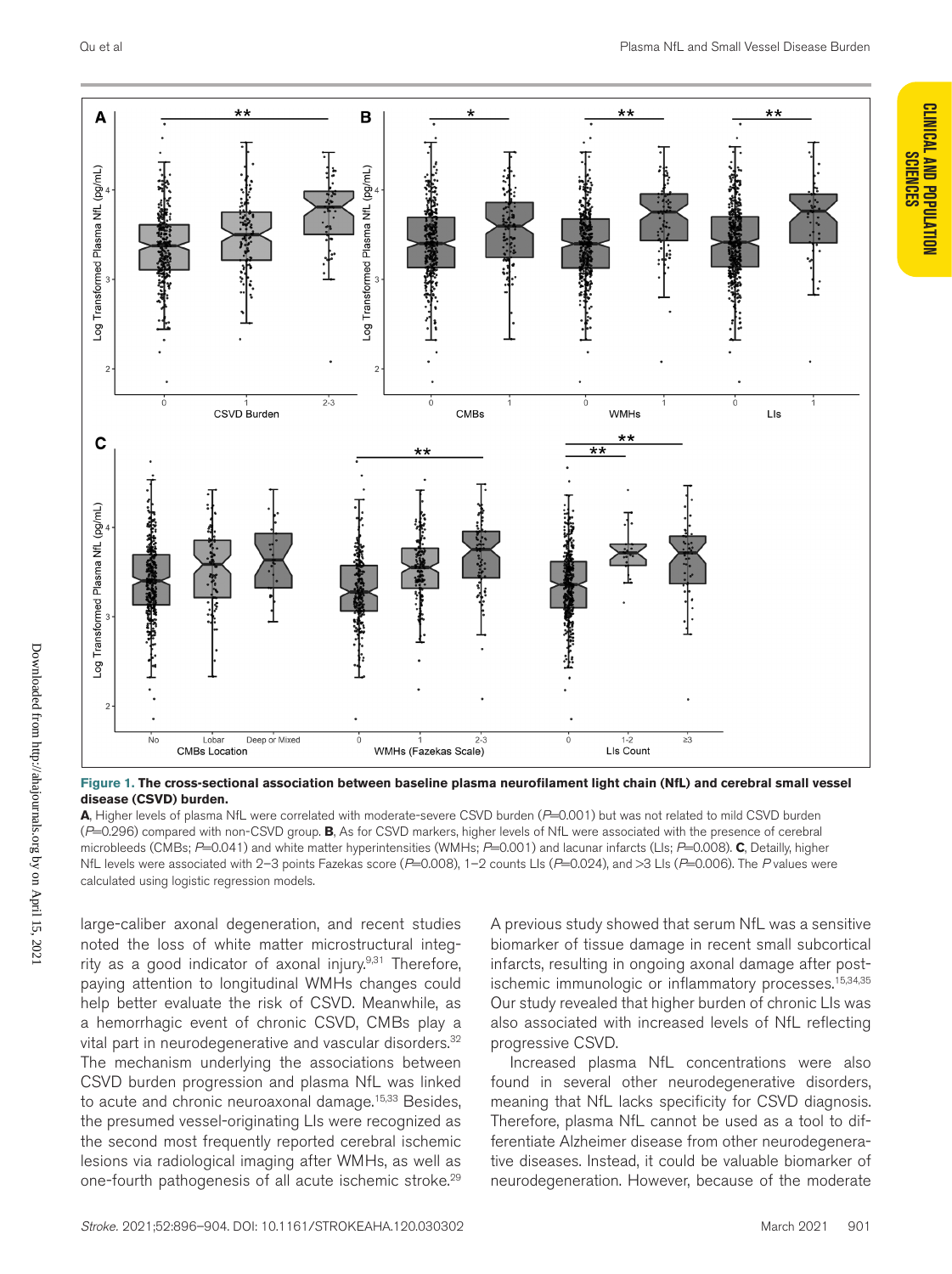**Figure 1. The cross-sectional association between baseline plasma neurofilament light chain (NfL) and cerebral small vessel disease (CSVD) burden.**

**A**, Higher levels of plasma NfL were correlated with moderate-severe CSVD burden ($P$=0.001) but was not related to mild CSVD burden ($P$=0.296) compared with non-CSVD group. **B**, As for CSVD markers, higher levels of NfL were associated with the presence of cerebral microbleeds (CMBs; $P$=0.041) and white matter hyperintensities (WMHs; $P$=0.001) and lacunar infarcts (LIs; $P$=0.008). **C**, Detailly, higher NfL levels were associated with 2–3 points Fazekas score ($P$=0.008), 1–2 counts LIs ($P$=0.024), and >3 LIs ($P$=0.006). The $P$ values were calculated using logistic regression models.

large-caliber axonal degeneration, and recent studies noted the loss of white matter microstructural integrity as a good indicator of axonal injury.[9,31] Therefore, paying attention to longitudinal WMHs changes could help better evaluate the risk of CSVD. Meanwhile, as a hemorrhagic event of chronic CSVD, CMBs play a vital part in neurodegenerative and vascular disorders.[32] The mechanism underlying the associations between CSVD burden progression and plasma NfL was linked to acute and chronic neuroaxonal damage.[15,33] Besides, the presumed vessel-originating LIs were recognized as the second most frequently reported cerebral ischemic lesions via radiological imaging after WMHs, as well as one-fourth pathogenesis of all acute ischemic stroke.[29] A previous study showed that serum NfL was a sensitive biomarker of tissue damage in recent small subcortical infarcts, resulting in ongoing axonal damage after post-ischemic immunologic or inflammatory processes.[15,34,35] Our study revealed that higher burden of chronic LIs was also associated with increased levels of NfL reflecting progressive CSVD.

Increased plasma NfL concentrations were also found in several other neurodegenerative disorders, meaning that NfL lacks specificity for CSVD diagnosis. Therefore, plasma NfL cannot be used as a tool to differentiate Alzheimer disease from other neurodegenerative diseases. Instead, it could be valuable biomarker of neurodegeneration. However, because of the moderate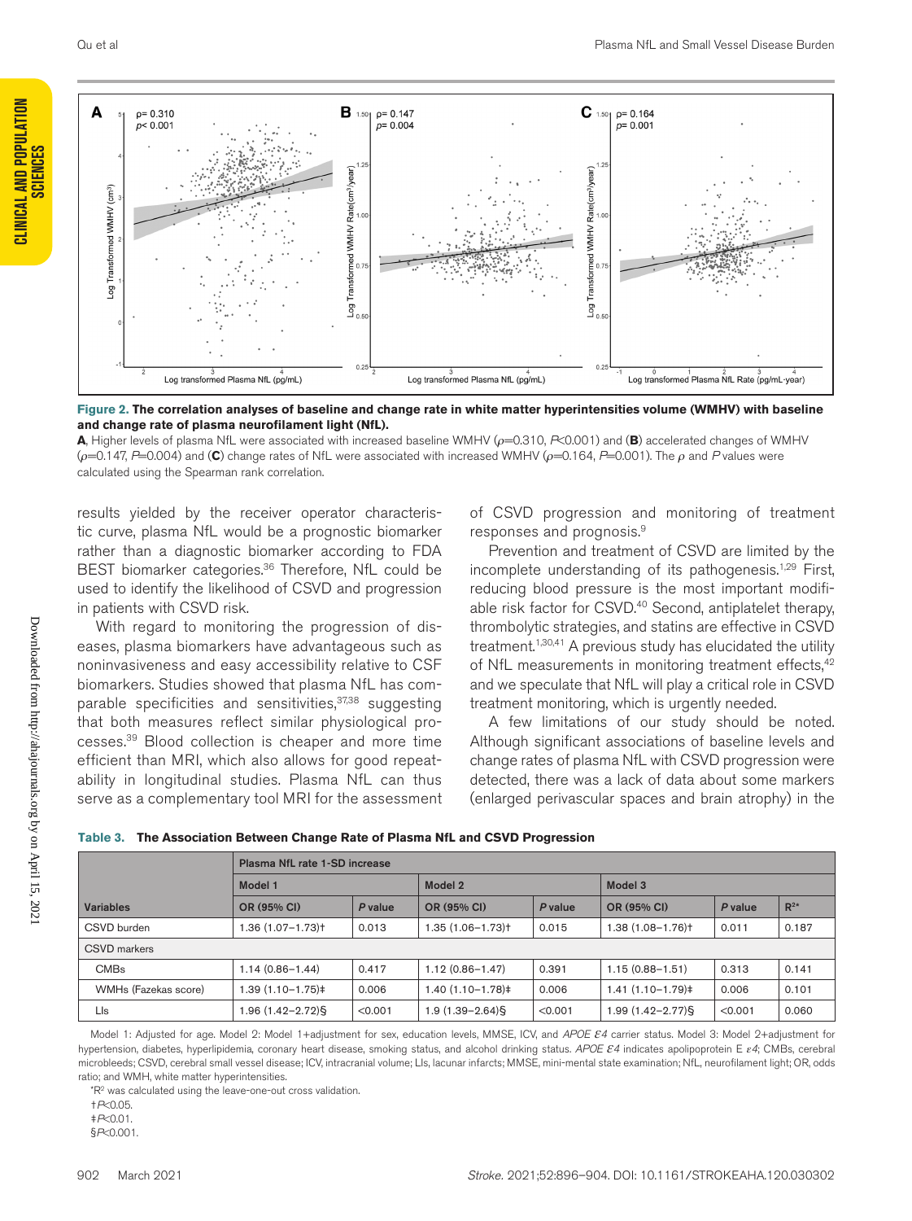**Figure 2. The correlation analyses of baseline and change rate in white matter hyperintensities volume (WMHV) with baseline and change rate of plasma neurofilament light (NfL).**

**A**, Higher levels of plasma NfL were associated with increased baseline WMHV ($\rho$=0.310, $P$<0.001) and (**B**) accelerated changes of WMHV ($\rho$=0.147, $P$=0.004) and (**C**) change rates of NfL were associated with increased WMHV ($\rho$=0.164, $P$=0.001). The $\rho$ and $P$ values were calculated using the Spearman rank correlation.

results yielded by the receiver operator characteristic curve, plasma NfL would be a prognostic biomarker rather than a diagnostic biomarker according to FDA BEST biomarker categories.[36] Therefore, NfL could be used to identify the likelihood of CSVD and progression in patients with CSVD risk.

With regard to monitoring the progression of diseases, plasma biomarkers have advantageous such as noninvasiveness and easy accessibility relative to CSF biomarkers. Studies showed that plasma NfL has comparable specificities and sensitivities,[37,38] suggesting that both measures reflect similar physiological processes.[39] Blood collection is cheaper and more time efficient than MRI, which also allows for good repeatability in longitudinal studies. Plasma NfL can thus serve as a complementary tool MRI for the assessment of CSVD progression and monitoring of treatment responses and prognosis.[9]

Prevention and treatment of CSVD are limited by the incomplete understanding of its pathogenesis.[1,29] First, reducing blood pressure is the most important modifiable risk factor for CSVD.[40] Second, antiplatelet therapy, thrombolytic strategies, and statins are effective in CSVD treatment.[1,30,41] A previous study has elucidated the utility of NfL measurements in monitoring treatment effects,[42] and we speculate that NfL will play a critical role in CSVD treatment monitoring, which is urgently needed.

A few limitations of our study should be noted. Although significant associations of baseline levels and change rates of plasma NfL with CSVD progression were detected, there was a lack of data about some markers (enlarged perivascular spaces and brain atrophy) in the

**Table 3. The Association Between Change Rate of Plasma NfL and CSVD Progression**

| | Plasma NfL rate 1-SD increase | | | | | | |
|---|---|---|---|---|---|---|---|
| | Model 1 | | Model 2 | | Model 3 | | |
| Variables | OR (95% CI) | P value | OR (95% CI) | P value | OR (95% CI) | P value | $R^{2*}$ |
| CSVD burden | 1.36 (1.07–1.73)† | 0.013 | 1.35 (1.06–1.73)† | 0.015 | 1.38 (1.08–1.76)† | 0.011 | 0.187 |
| CSVD markers | | | | | | | |
| CMBs | 1.14 (0.86–1.44) | 0.417 | 1.12 (0.86–1.47) | 0.391 | 1.15 (0.88–1.51) | 0.313 | 0.141 |
| WMHs (Fazekas score) | 1.39 (1.10–1.75)‡ | 0.006 | 1.40 (1.10–1.78)‡ | 0.006 | 1.41 (1.10–1.79)‡ | 0.006 | 0.101 |
| LIs | 1.96 (1.42–2.72)§ | <0.001 | 1.9 (1.39–2.64)§ | <0.001 | 1.99 (1.42–2.77)§ | <0.001 | 0.060 |

Model 1: Adjusted for age. Model 2: Model 1+adjustment for sex, education levels, MMSE, ICV, and *APOE ε4* carrier status. Model 3: Model 2+adjustment for hypertension, diabetes, hyperlipidemia, coronary heart disease, smoking status, and alcohol drinking status. *APOE ε4* indicates apolipoprotein E ε4; CMBs, cerebral microbleeds; CSVD, cerebral small vessel disease; ICV, intracranial volume; LIs, lacunar infarcts; MMSE, mini-mental state examination; NfL, neurofilament light; OR, odds ratio; and WMH, white matter hyperintensities.

*$R^2$ was calculated using the leave-one-out cross validation.

†$P$<0.05.

‡$P$<0.01.

§$P$<0.001.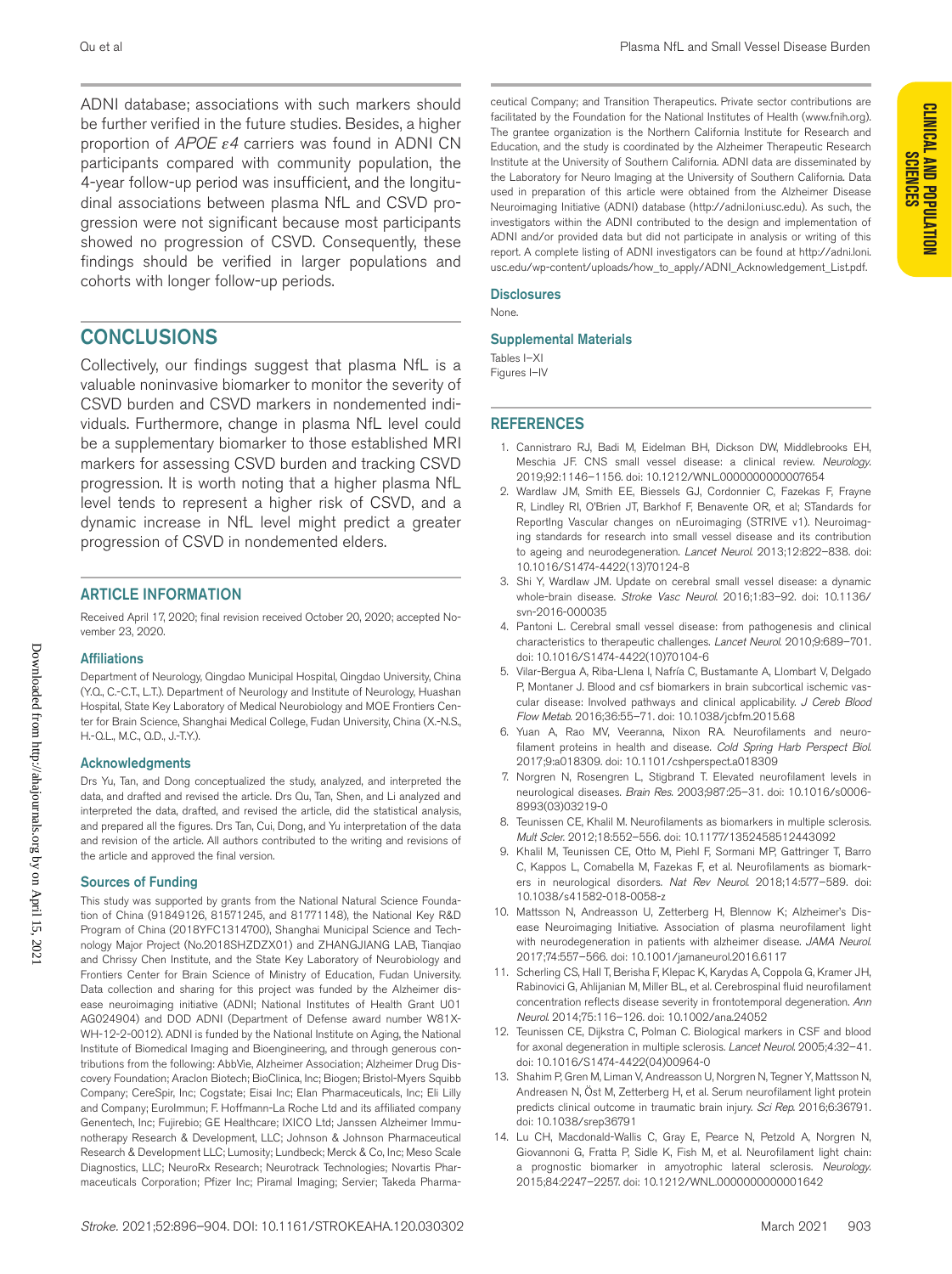ADNI database; associations with such markers should be further verified in the future studies. Besides, a higher proportion of *APOE ε4* carriers was found in ADNI CN participants compared with community population, the 4-year follow-up period was insufficient, and the longitudinal associations between plasma NfL and CSVD progression were not significant because most participants showed no progression of CSVD. Consequently, these findings should be verified in larger populations and cohorts with longer follow-up periods.

## CONCLUSIONS

Collectively, our findings suggest that plasma NfL is a valuable noninvasive biomarker to monitor the severity of CSVD burden and CSVD markers in nondemented individuals. Furthermore, change in plasma NfL level could be a supplementary biomarker to those established MRI markers for assessing CSVD burden and tracking CSVD progression. It is worth noting that a higher plasma NfL level tends to represent a higher risk of CSVD, and a dynamic increase in NfL level might predict a greater progression of CSVD in nondemented elders.

## ARTICLE INFORMATION

Received April 17, 2020; final revision received October 20, 2020; accepted November 23, 2020.

### Affiliations

Department of Neurology, Qingdao Municipal Hospital, Qingdao University, China (Y.Q., C.-C.T., L.T.). Department of Neurology and Institute of Neurology, Huashan Hospital, State Key Laboratory of Medical Neurobiology and MOE Frontiers Center for Brain Science, Shanghai Medical College, Fudan University, China (X.-N.S., H.-Q.L., M.C., Q.D., J.-T.Y.).

### Acknowledgments

Drs Yu, Tan, and Dong conceptualized the study, analyzed, and interpreted the data, and drafted and revised the article. Drs Qu, Tan, Shen, and Li analyzed and interpreted the data, drafted, and revised the article, did the statistical analysis, and prepared all the figures. Drs Tan, Cui, Dong, and Yu interpretation of the data and revision of the article. All authors contributed to the writing and revisions of the article and approved the final version.

### Sources of Funding

This study was supported by grants from the National Natural Science Foundation of China (91849126, 81571245, and 81771148), the National Key R&D Program of China (2018YFC1314700), Shanghai Municipal Science and Technology Major Project (No.2018SHZDZX01) and ZHANGJIANG LAB, Tianqiao and Chrissy Chen Institute, and the State Key Laboratory of Neurobiology and Frontiers Center for Brain Science of Ministry of Education, Fudan University. Data collection and sharing for this project was funded by the Alzheimer disease neuroimaging initiative (ADNI; National Institutes of Health Grant U01 AG024904) and DOD ADNI (Department of Defense award number W81XWH-12-2-0012). ADNI is funded by the National Institute on Aging, the National Institute of Biomedical Imaging and Bioengineering, and through generous contributions from the following: AbbVie, Alzheimer Association; Alzheimer Drug Discovery Foundation; Araclon Biotech; BioClinica, Inc; Biogen; Bristol-Myers Squibb Company; CereSpir, Inc; Cogstate; Eisai Inc; Elan Pharmaceuticals, Inc; Eli Lilly and Company; EuroImmun; F. Hoffmann-La Roche Ltd and its affiliated company Genentech, Inc; Fujirebio; GE Healthcare; IXICO Ltd; Janssen Alzheimer Immunotherapy Research & Development, LLC; Johnson & Johnson Pharmaceutical Research & Development LLC; Lumosity; Lundbeck; Merck & Co, Inc; Meso Scale Diagnostics, LLC; NeuroRx Research; Neurotrack Technologies; Novartis Pharmaceuticals Corporation; Pfizer Inc; Piramal Imaging; Servier; Takeda Pharmaceutical Company; and Transition Therapeutics. Private sector contributions are facilitated by the Foundation for the National Institutes of Health (www.fnih.org). The grantee organization is the Northern California Institute for Research and Education, and the study is coordinated by the Alzheimer Therapeutic Research Institute at the University of Southern California. ADNI data are disseminated by the Laboratory for Neuro Imaging at the University of Southern California. Data used in preparation of this article were obtained from the Alzheimer Disease Neuroimaging Initiative (ADNI) database (http://adni.loni.usc.edu). As such, the investigators within the ADNI contributed to the design and implementation of ADNI and/or provided data but did not participate in analysis or writing of this report. A complete listing of ADNI investigators can be found at http://adni.loni.usc.edu/wp-content/uploads/how_to_apply/ADNI_Acknowledgement_List.pdf.

### Disclosures

None.

### Supplemental Materials

Tables I–XI
Figures I–IV

## REFERENCES

1. Cannistraro RJ, Badi M, Eidelman BH, Dickson DW, Middlebrooks EH, Meschia JF. CNS small vessel disease: a clinical review. *Neurology*. 2019;92:1146–1156. doi: 10.1212/WNL.0000000000007654
2. Wardlaw JM, Smith EE, Biessels GJ, Cordonnier C, Fazekas F, Frayne R, Lindley RI, O'Brien JT, Barkhof F, Benavente OR, et al; STandards for ReportIng Vascular changes on nEuroimaging (STRIVE v1). Neuroimaging standards for research into small vessel disease and its contribution to ageing and neurodegeneration. *Lancet Neurol*. 2013;12:822–838. doi: 10.1016/S1474-4422(13)70124-8
3. Shi Y, Wardlaw JM. Update on cerebral small vessel disease: a dynamic whole-brain disease. *Stroke Vasc Neurol*. 2016;1:83–92. doi: 10.1136/svn-2016-000035
4. Pantoni L. Cerebral small vessel disease: from pathogenesis and clinical characteristics to therapeutic challenges. *Lancet Neurol*. 2010;9:689–701. doi: 10.1016/S1474-4422(10)70104-6
5. Vilar-Bergua A, Riba-Llena I, Nafría C, Bustamante A, Llombart V, Delgado P, Montaner J. Blood and csf biomarkers in brain subcortical ischemic vascular disease: Involved pathways and clinical applicability. *J Cereb Blood Flow Metab*. 2016;36:55–71. doi: 10.1038/jcbfm.2015.68
6. Yuan A, Rao MV, Veeranna, Nixon RA. Neurofilaments and neurofilament proteins in health and disease. *Cold Spring Harb Perspect Biol*. 2017;9:a018309. doi: 10.1101/cshperspect.a018309
7. Norgren N, Rosengren L, Stigbrand T. Elevated neurofilament levels in neurological diseases. *Brain Res*. 2003;987:25–31. doi: 10.1016/s0006-8993(03)03219-0
8. Teunissen CE, Khalil M. Neurofilaments as biomarkers in multiple sclerosis. *Mult Scler*. 2012;18:552–556. doi: 10.1177/1352458512443092
9. Khalil M, Teunissen CE, Otto M, Piehl F, Sormani MP, Gattringer T, Barro C, Kappos L, Comabella M, Fazekas F, et al. Neurofilaments as biomarkers in neurological disorders. *Nat Rev Neurol*. 2018;14:577–589. doi: 10.1038/s41582-018-0058-z
10. Mattsson N, Andreasson U, Zetterberg H, Blennow K; Alzheimer's Disease Neuroimaging Initiative. Association of plasma neurofilament light with neurodegeneration in patients with alzheimer disease. *JAMA Neurol*. 2017;74:557–566. doi: 10.1001/jamaneurol.2016.6117
11. Scherling CS, Hall T, Berisha F, Klepac K, Karydas A, Coppola G, Kramer JH, Rabinovici G, Ahlijanian M, Miller BL, et al. Cerebrospinal fluid neurofilament concentration reflects disease severity in frontotemporal degeneration. *Ann Neurol*. 2014;75:116–126. doi: 10.1002/ana.24052
12. Teunissen CE, Dijkstra C, Polman C. Biological markers in CSF and blood for axonal degeneration in multiple sclerosis. *Lancet Neurol*. 2005;4:32–41. doi: 10.1016/S1474-4422(04)00964-0
13. Shahim P, Gren M, Liman V, Andreasson U, Norgren N, Tegner Y, Mattsson N, Andreasen N, Öst M, Zetterberg H, et al. Serum neurofilament light protein predicts clinical outcome in traumatic brain injury. *Sci Rep*. 2016;6:36791. doi: 10.1038/srep36791
14. Lu CH, Macdonald-Wallis C, Gray E, Pearce N, Petzold A, Norgren N, Giovannoni G, Fratta P, Sidle K, Fish M, et al. Neurofilament light chain: a prognostic biomarker in amyotrophic lateral sclerosis. *Neurology*. 2015;84:2247–2257. doi: 10.1212/WNL.0000000000001642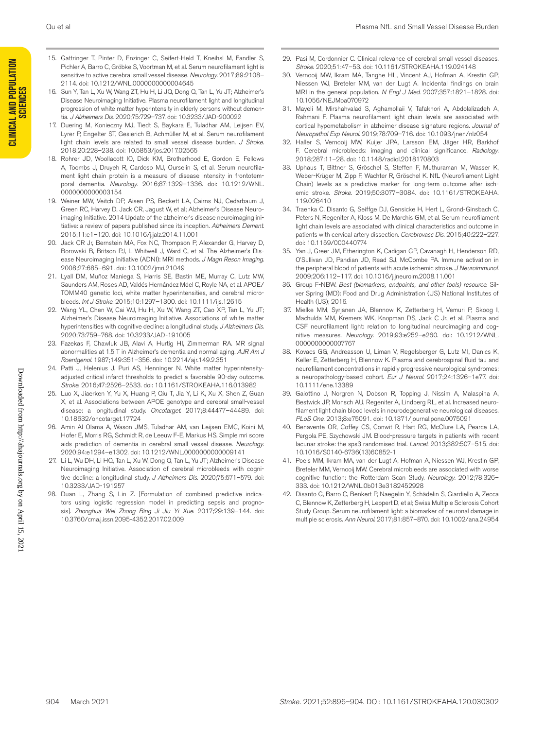15. Gattringer T, Pinter D, Enzinger C, Seifert-Held T, Kneihsl M, Fandler S, Pichler A, Barro C, Gröbke S, Voortman M, et al. Serum neurofilament light is sensitive to active cerebral small vessel disease. *Neurology*. 2017;89:2108–2114. doi: 10.1212/WNL.0000000000004645
16. Sun Y, Tan L, Xu W, Wang ZT, Hu H, Li JQ, Dong Q, Tan L, Yu JT; Alzheimer's Disease Neuroimaging Initiative. Plasma neurofilament light and longitudinal progression of white matter hyperintensity in elderly persons without dementia. *J Alzheimers Dis*. 2020;75:729–737. doi: 10.3233/JAD-200022
17. Duering M, Konieczny MJ, Tiedt S, Baykara E, Tuladhar AM, Leijsen EV, Lyrer P, Engelter ST, Gesierich B, Achmüller M, et al. Serum neurofilament light chain levels are related to small vessel disease burden. *J Stroke*. 2018;20:228–238. doi: 10.5853/jos.2017.02565
18. Rohrer JD, Woollacott IO, Dick KM, Brotherhood E, Gordon E, Fellows A, Toombs J, Druyeh R, Cardoso MJ, Ourselin S, et al. Serum neurofilament light chain protein is a measure of disease intensity in frontotemporal dementia. *Neurology*. 2016;87:1329–1336. doi: 10.1212/WNL.0000000000003154
19. Weiner MW, Veitch DP, Aisen PS, Beckett LA, Cairns NJ, Cedarbaum J, Green RC, Harvey D, Jack CR, Jagust W, et al; Alzheimer's Disease Neuroimaging Initiative. 2014 Update of the alzheimer's disease neuroimaging initiative: a review of papers published since its inception. *Alzheimers Dement*. 2015;11:e1–120. doi: 10.1016/j.jalz.2014.11.001
20. Jack CR Jr, Bernstein MA, Fox NC, Thompson P, Alexander G, Harvey D, Borowski B, Britson PJ, L Whitwell J, Ward C, et al. The Alzheimer's Disease Neuroimaging Initiative (ADNI): MRI methods. *J Magn Reson Imaging*. 2008;27:685–691. doi: 10.1002/jmri.21049
21. Lyall DM, Muñoz Maniega S, Harris SE, Bastin ME, Murray C, Lutz MW, Saunders AM, Roses AD, Valdés Hernández Mdel C, Royle NA, et al. APOE/TOMM40 genetic loci, white matter hyperintensities, and cerebral microbleeds. *Int J Stroke*. 2015;10:1297–1300. doi: 10.1111/ijs.12615
22. Wang YL, Chen W, Cai WJ, Hu H, Xu W, Wang ZT, Cao XP, Tan L, Yu JT; Alzheimer's Disease Neuroimaging Initiative. Associations of white matter hyperintensities with cognitive decline: a longitudinal study. *J Alzheimers Dis*. 2020;73:759–768. doi: 10.3233/JAD-191005
23. Fazekas F, Chawluk JB, Alavi A, Hurtig HI, Zimmerman RA. MR signal abnormalities at 1.5 T in Alzheimer's dementia and normal aging. *AJR Am J Roentgenol*. 1987;149:351–356. doi: 10.2214/ajr.149.2.351
24. Patti J, Helenius J, Puri AS, Henninger N. White matter hyperintensity-adjusted critical infarct thresholds to predict a favorable 90-day outcome. *Stroke*. 2016;47:2526–2533. doi: 10.1161/STROKEAHA.116.013982
25. Luo X, Jiaerken Y, Yu X, Huang P, Qiu T, Jia Y, Li K, Xu X, Shen Z, Guan X, et al. Associations between APOE genotype and cerebral small-vessel disease: a longitudinal study. *Oncotarget*. 2017;8:44477–44489. doi: 10.18632/oncotarget.17724
26. Amin Al Olama A, Wason JMS, Tuladhar AM, van Leijsen EMC, Koini M, Hofer E, Morris RG, Schmidt R, de Leeuw F-E, Markus HS. Simple mri score aids prediction of dementia in cerebral small vessel disease. *Neurology*. 2020;94:e1294–e1302. doi: 10.1212/WNL.0000000000009141
27. Li L, Wu DH, Li HQ, Tan L, Xu W, Dong Q, Tan L, Yu JT; Alzheimer's Disease Neuroimaging Initiative. Association of cerebral microbleeds with cognitive decline: a longitudinal study. *J Alzheimers Dis*. 2020;75:571–579. doi: 10.3233/JAD-191257
28. Duan L, Zhang S, Lin Z. [Formulation of combined predictive indicators using logistic regression model in predicting sepsis and prognosis]. *Zhonghua Wei Zhong Bing Ji Jiu Yi Xue*. 2017;29:139–144. doi: 10.3760/cma.j.issn.2095-4352.2017.02.009
29. Pasi M, Cordonnier C. Clinical relevance of cerebral small vessel diseases. *Stroke*. 2020;51:47–53. doi: 10.1161/STROKEAHA.119.024148
30. Vernooij MW, Ikram MA, Tanghe HL, Vincent AJ, Hofman A, Krestin GP, Niessen WJ, Breteler MM, van der Lugt A. Incidental findings on brain MRI in the general population. *N Engl J Med*. 2007;357:1821–1828. doi: 10.1056/NEJMoa070972
31. Mayeli M, Mirshahvalad S, Aghamollaii V, Tafakhori A, Abdolalizadeh A, Rahmani F. Plasma neurofilament light chain levels are associated with cortical hypometabolism in alzheimer disease signature regions. *Journal of Neuropathol Exp Neurol*. 2019;78:709–716. doi: 10.1093/jnen/nlz054
32. Haller S, Vernooij MW, Kuijer JPA, Larsson EM, Jäger HR, Barkhof F. Cerebral microbleeds: imaging and clinical significance. *Radiology*. 2018;287:11–28. doi: 10.1148/radiol.2018170803
33. Uphaus T, Bittner S, Gröschel S, Steffen F, Muthuraman M, Wasser K, Weber-Krüger M, Zipp F, Wachter R, Gröschel K. NfL (Neurofilament Light Chain) levels as a predictive marker for long-term outcome after ischemic stroke. *Stroke*. 2019;50:3077–3084. doi: 10.1161/STROKEAHA.119.026410
34. Traenka C, Disanto G, Seiffge DJ, Gensicke H, Hert L, Grond-Ginsbach C, Peters N, Regeniter A, Kloss M, De Marchis GM, et al. Serum neurofilament light chain levels are associated with clinical characteristics and outcome in patients with cervical artery dissection. *Cerebrovasc Dis*. 2015;40:222–227. doi: 10.1159/000440774
35. Yan J, Greer JM, Etherington K, Cadigan GP, Cavanagh H, Henderson RD, O'Sullivan JD, Pandian JD, Read SJ, McCombe PA. Immune activation in the peripheral blood of patients with acute ischemic stroke. *J Neuroimmunol*. 2009;206:112–117. doi: 10.1016/j.jneuroim.2008.11.001
36. Group F-NBW. *Best (biomarkers, endpoints, and other tools) resource*. Silver Spring (MD): Food and Drug Administration (US) National Institutes of Health (US); 2016.
37. Mielke MM, Syrjanen JA, Blennow K, Zetterberg H, Vemuri P, Skoog I, Machulda MM, Kremers WK, Knopman DS, Jack C Jr, et al. Plasma and CSF neurofilament light: relation to longitudinal neuroimaging and cognitive measures. *Neurology*. 2019;93:e252–e260. doi: 10.1212/WNL.0000000000007767
38. Kovacs GG, Andreasson U, Liman V, Regelsberger G, Lutz MI, Danics K, Keller E, Zetterberg H, Blennow K. Plasma and cerebrospinal fluid tau and neurofilament concentrations in rapidly progressive neurological syndromes: a neuropathology-based cohort. *Eur J Neurol*. 2017;24:1326–e77. doi: 10.1111/ene.13389
39. Gaiottino J, Norgren N, Dobson R, Topping J, Nissim A, Malaspina A, Bestwick JP, Monsch AU, Regeniter A, Lindberg RL, et al. Increased neurofilament light chain blood levels in neurodegenerative neurological diseases. *PLoS One*. 2013;8:e75091. doi: 10.1371/journal.pone.0075091
40. Benavente OR, Coffey CS, Conwit R, Hart RG, McClure LA, Pearce LA, Pergola PE, Szychowski JM. Blood-pressure targets in patients with recent lacunar stroke: the sps3 randomised trial. *Lancet*. 2013;382:507–515. doi: 10.1016/S0140-6736(13)60852-1
41. Poels MM, Ikram MA, van der Lugt A, Hofman A, Niessen WJ, Krestin GP, Breteler MM, Vernooij MW. Cerebral microbleeds are associated with worse cognitive function: the Rotterdam Scan Study. *Neurology*. 2012;78:326–333. doi: 10.1212/WNL.0b013e3182452928
42. Disanto G, Barro C, Benkert P, Naegelin Y, Schädelin S, Giardiello A, Zecca C, Blennow K, Zetterberg H, Leppert D, et al; Swiss Multiple Sclerosis Cohort Study Group. Serum neurofilament light: a biomarker of neuronal damage in multiple sclerosis. *Ann Neurol*. 2017;81:857–870. doi: 10.1002/ana.24954